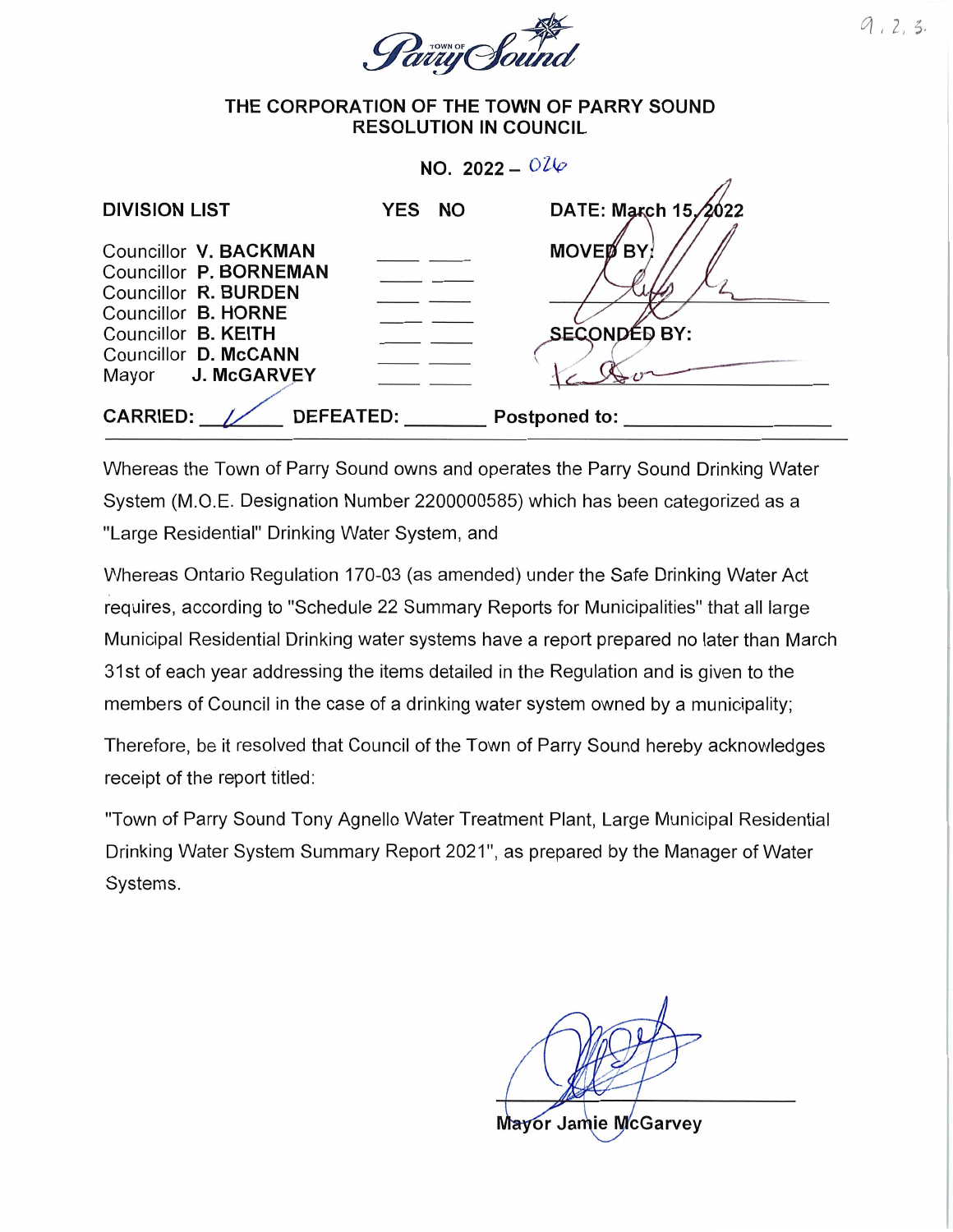9.2.3.

Town of Parry Sound

THE CORPORATION OF THE TOWN OF PARRY SOUND
RESOLUTION IN COUNCIL

NO. 2022 – 026

| DIVISION LIST | YES | NO | DATE: March 15, 2022 |
|---|---|---|---|
| Councillor V. BACKMAN | | | MOVED BY: |
| Councillor P. BORNEMAN | | | |
| Councillor R. BURDEN | | | |
| Councillor B. HORNE | | | |
| Councillor B. KEITH | | | SECONDED BY: |
| Councillor D. McCANN | | | |
| Mayor J. McGARVEY | | | |

CARRIED: ✓ DEFEATED: ________ Postponed to: ________________

Whereas the Town of Parry Sound owns and operates the Parry Sound Drinking Water System (M.O.E. Designation Number 2200000585) which has been categorized as a "Large Residential" Drinking Water System, and

Whereas Ontario Regulation 170-03 (as amended) under the Safe Drinking Water Act requires, according to "Schedule 22 Summary Reports for Municipalities" that all large Municipal Residential Drinking water systems have a report prepared no later than March 31st of each year addressing the items detailed in the Regulation and is given to the members of Council in the case of a drinking water system owned by a municipality;

Therefore, be it resolved that Council of the Town of Parry Sound hereby acknowledges receipt of the report titled:

"Town of Parry Sound Tony Agnello Water Treatment Plant, Large Municipal Residential Drinking Water System Summary Report 2021", as prepared by the Manager of Water Systems.

Mayor Jamie McGarvey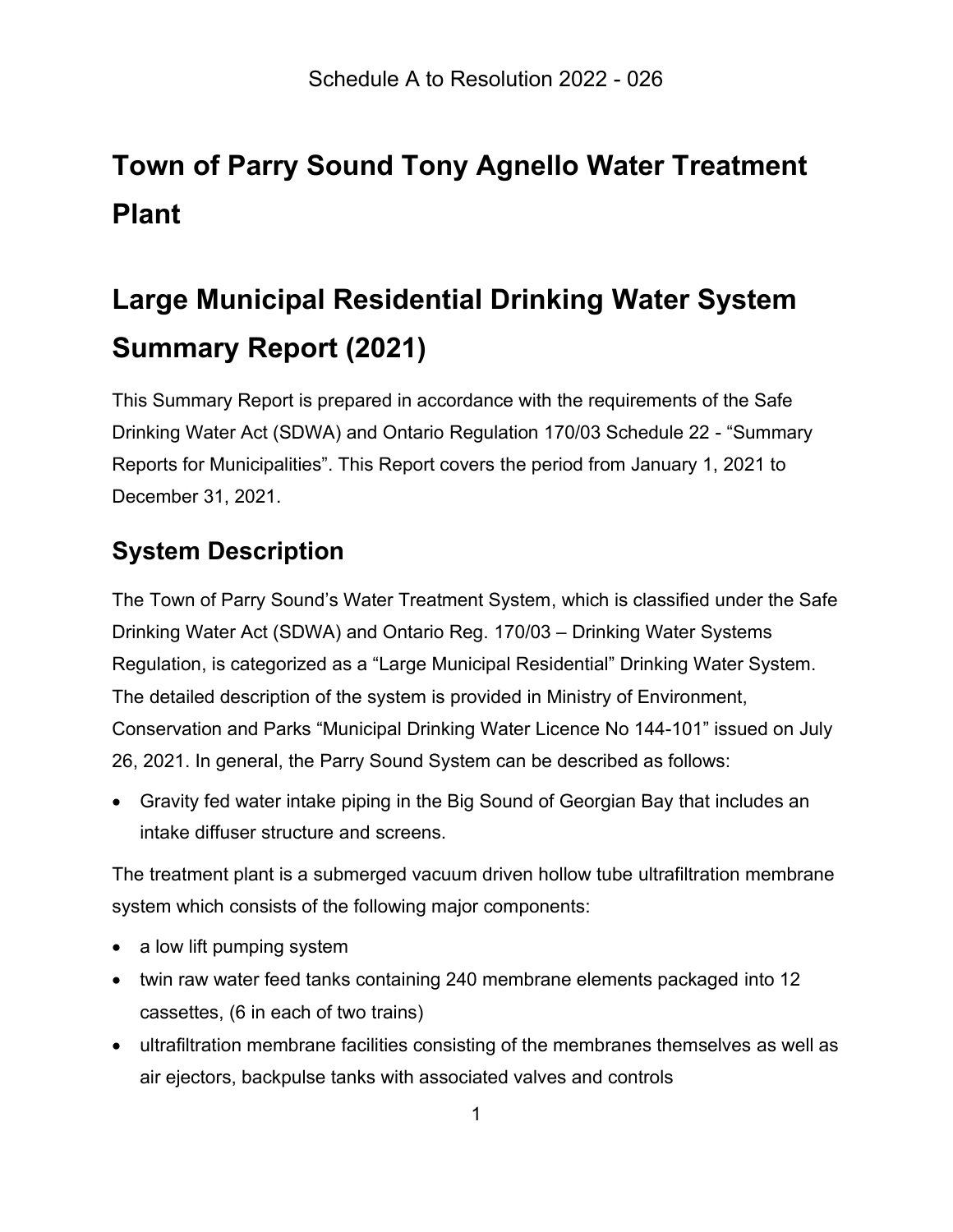# Town of Parry Sound Tony Agnello Water Treatment Plant

# Large Municipal Residential Drinking Water System Summary Report (2021)

This Summary Report is prepared in accordance with the requirements of the Safe Drinking Water Act (SDWA) and Ontario Regulation 170/03 Schedule 22 - "Summary Reports for Municipalities". This Report covers the period from January 1, 2021 to December 31, 2021.

## System Description

The Town of Parry Sound's Water Treatment System, which is classified under the Safe Drinking Water Act (SDWA) and Ontario Reg. 170/03 – Drinking Water Systems Regulation, is categorized as a "Large Municipal Residential" Drinking Water System. The detailed description of the system is provided in Ministry of Environment, Conservation and Parks "Municipal Drinking Water Licence No 144-101" issued on July 26, 2021. In general, the Parry Sound System can be described as follows:

- Gravity fed water intake piping in the Big Sound of Georgian Bay that includes an intake diffuser structure and screens.

The treatment plant is a submerged vacuum driven hollow tube ultrafiltration membrane system which consists of the following major components:

- a low lift pumping system
- twin raw water feed tanks containing 240 membrane elements packaged into 12 cassettes, (6 in each of two trains)
- ultrafiltration membrane facilities consisting of the membranes themselves as well as air ejectors, backpulse tanks with associated valves and controls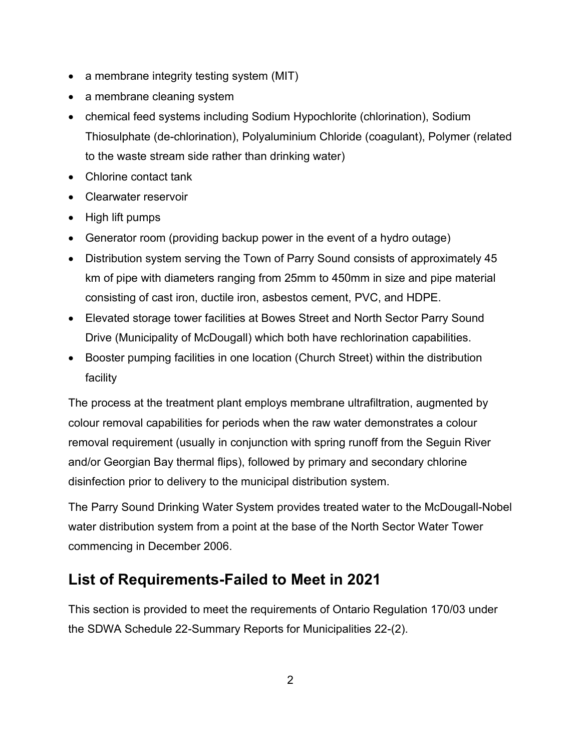- a membrane integrity testing system (MIT)
- a membrane cleaning system
- chemical feed systems including Sodium Hypochlorite (chlorination), Sodium Thiosulphate (de-chlorination), Polyaluminium Chloride (coagulant), Polymer (related to the waste stream side rather than drinking water)
- Chlorine contact tank
- Clearwater reservoir
- High lift pumps
- Generator room (providing backup power in the event of a hydro outage)
- Distribution system serving the Town of Parry Sound consists of approximately 45 km of pipe with diameters ranging from 25mm to 450mm in size and pipe material consisting of cast iron, ductile iron, asbestos cement, PVC, and HDPE.
- Elevated storage tower facilities at Bowes Street and North Sector Parry Sound Drive (Municipality of McDougall) which both have rechlorination capabilities.
- Booster pumping facilities in one location (Church Street) within the distribution facility

The process at the treatment plant employs membrane ultrafiltration, augmented by colour removal capabilities for periods when the raw water demonstrates a colour removal requirement (usually in conjunction with spring runoff from the Seguin River and/or Georgian Bay thermal flips), followed by primary and secondary chlorine disinfection prior to delivery to the municipal distribution system.

The Parry Sound Drinking Water System provides treated water to the McDougall-Nobel water distribution system from a point at the base of the North Sector Water Tower commencing in December 2006.

## List of Requirements-Failed to Meet in 2021

This section is provided to meet the requirements of Ontario Regulation 170/03 under the SDWA Schedule 22-Summary Reports for Municipalities 22-(2).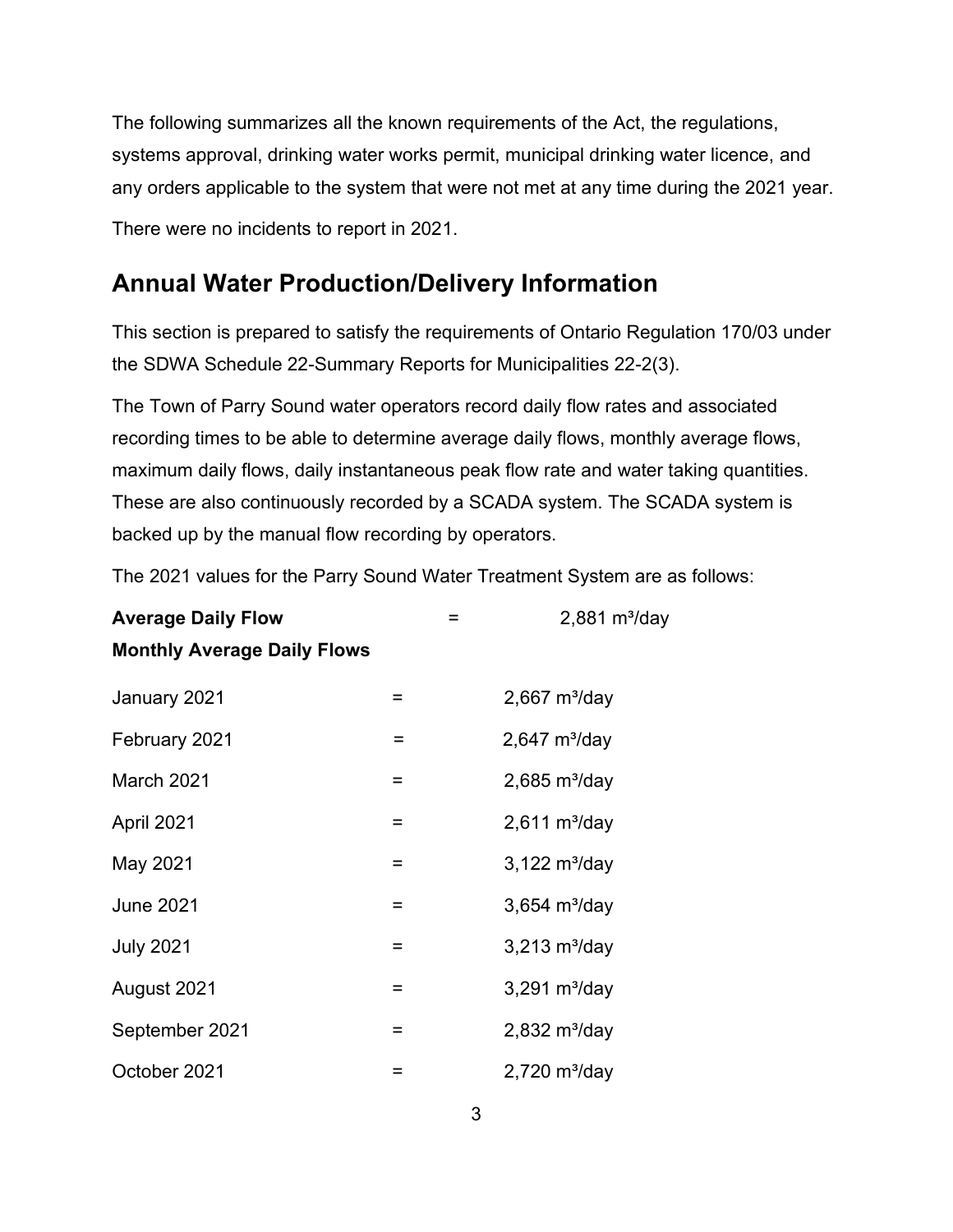The following summarizes all the known requirements of the Act, the regulations, systems approval, drinking water works permit, municipal drinking water licence, and any orders applicable to the system that were not met at any time during the 2021 year.

There were no incidents to report in 2021.

## Annual Water Production/Delivery Information

This section is prepared to satisfy the requirements of Ontario Regulation 170/03 under the SDWA Schedule 22-Summary Reports for Municipalities 22-2(3).

The Town of Parry Sound water operators record daily flow rates and associated recording times to be able to determine average daily flows, monthly average flows, maximum daily flows, daily instantaneous peak flow rate and water taking quantities. These are also continuously recorded by a SCADA system. The SCADA system is backed up by the manual flow recording by operators.

The 2021 values for the Parry Sound Water Treatment System are as follows:

**Average Daily Flow** = 2,881 $m^3$/day

**Monthly Average Daily Flows**

| | | |
|---|---|---|
| January 2021 | = | 2,667 $m^3$/day |
| February 2021 | = | 2,647 $m^3$/day |
| March 2021 | = | 2,685 $m^3$/day |
| April 2021 | = | 2,611 $m^3$/day |
| May 2021 | = | 3,122 $m^3$/day |
| June 2021 | = | 3,654 $m^3$/day |
| July 2021 | = | 3,213 $m^3$/day |
| August 2021 | = | 3,291 $m^3$/day |
| September 2021 | = | 2,832 $m^3$/day |
| October 2021 | = | 2,720 $m^3$/day |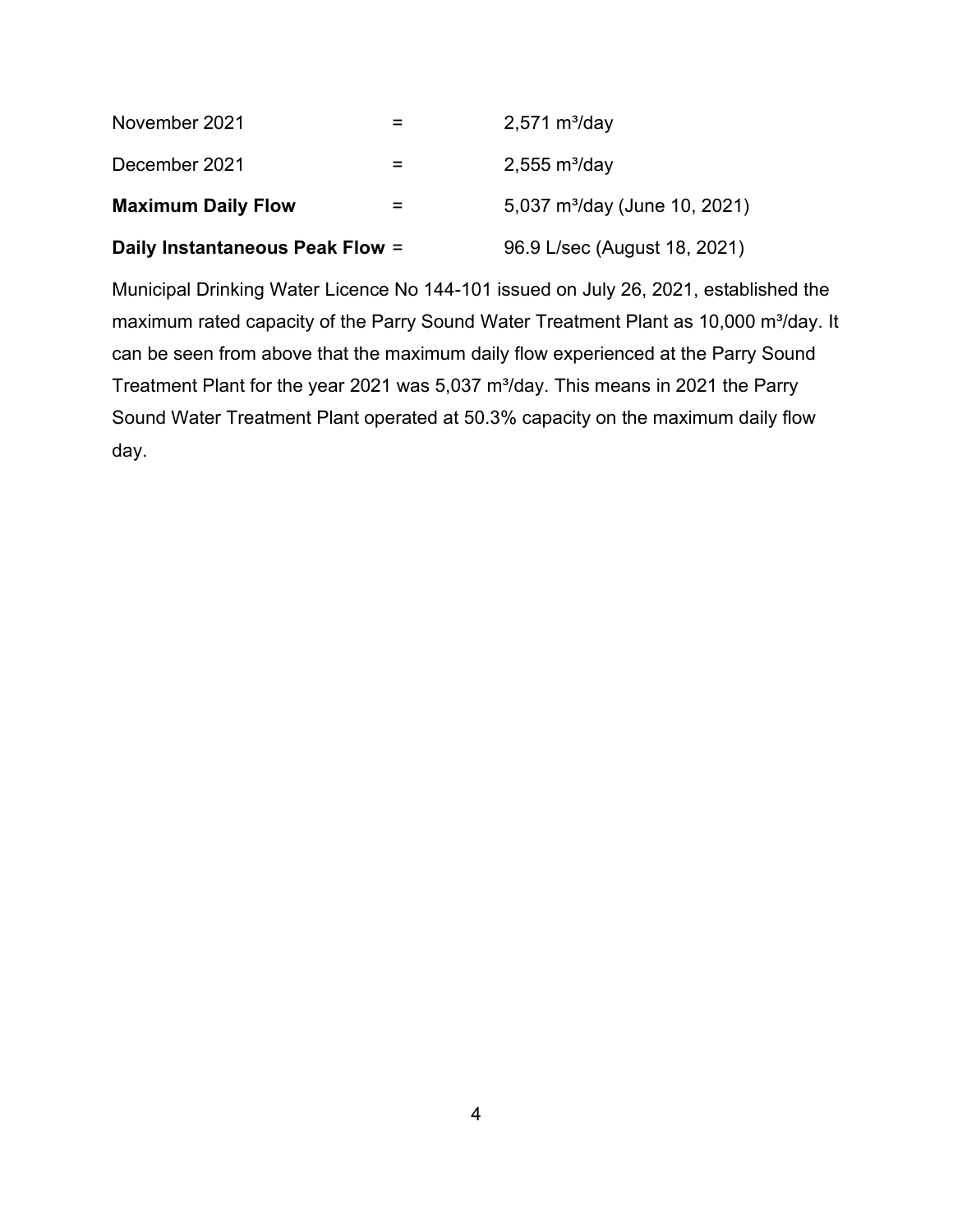| | | |
|---|---|---|
| November 2021 | = | 2,571 m³/day |
| December 2021 | = | 2,555 m³/day |
| **Maximum Daily Flow** | = | 5,037 m³/day (June 10, 2021) |
| **Daily Instantaneous Peak Flow** | = | 96.9 L/sec (August 18, 2021) |

Municipal Drinking Water Licence No 144-101 issued on July 26, 2021, established the maximum rated capacity of the Parry Sound Water Treatment Plant as 10,000 m³/day. It can be seen from above that the maximum daily flow experienced at the Parry Sound Treatment Plant for the year 2021 was 5,037 m³/day. This means in 2021 the Parry Sound Water Treatment Plant operated at 50.3% capacity on the maximum daily flow day.